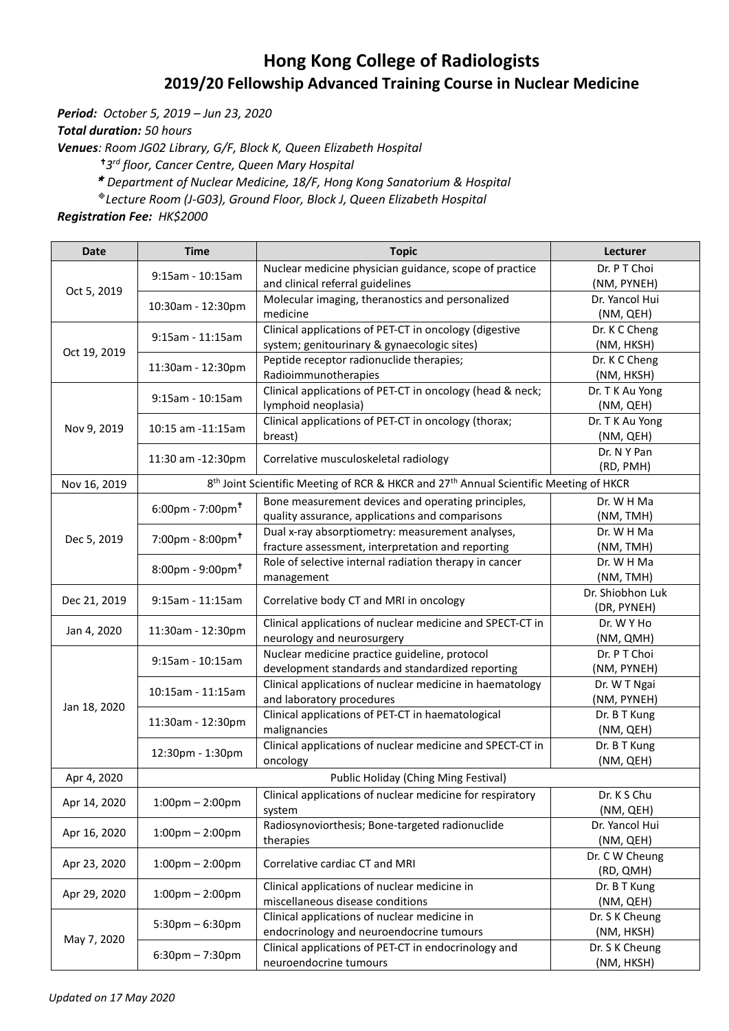# Hong Kong College of Radiologists

## 2019/20 Fellowship Advanced Training Course in Nuclear Medicine

***Period:*** *October 5, 2019 – Jun 23, 2020*

***Total duration:*** *50 hours*

***Venues****: Room JG02 Library, G/F, Block K, Queen Elizabeth Hospital*

*† 3rd floor, Cancer Centre, Queen Mary Hospital*

*\* Department of Nuclear Medicine, 18/F, Hong Kong Sanatorium & Hospital*

*® Lecture Room (J-G03), Ground Floor, Block J, Queen Elizabeth Hospital*

***Registration Fee:*** *HK$2000*

| Date | Time | Topic | Lecturer |
|---|---|---|---|
| Oct 5, 2019 | 9:15am - 10:15am | Nuclear medicine physician guidance, scope of practice and clinical referral guidelines | Dr. P T Choi (NM, PYNEH) |
| | 10:30am - 12:30pm | Molecular imaging, theranostics and personalized medicine | Dr. Yancol Hui (NM, QEH) |
| Oct 19, 2019 | 9:15am - 11:15am | Clinical applications of PET-CT in oncology (digestive system; genitourinary & gynaecologic sites) | Dr. K C Cheng (NM, HKSH) |
| | 11:30am - 12:30pm | Peptide receptor radionuclide therapies; Radioimmunotherapies | Dr. K C Cheng (NM, HKSH) |
| Nov 9, 2019 | 9:15am - 10:15am | Clinical applications of PET-CT in oncology (head & neck; lymphoid neoplasia) | Dr. T K Au Yong (NM, QEH) |
| | 10:15 am -11:15am | Clinical applications of PET-CT in oncology (thorax; breast) | Dr. T K Au Yong (NM, QEH) |
| | 11:30 am -12:30pm | Correlative musculoskeletal radiology | Dr. N Y Pan (RD, PMH) |
| Nov 16, 2019 | 8th Joint Scientific Meeting of RCR & HKCR and 27th Annual Scientific Meeting of HKCR | | |
| Dec 5, 2019 | 6:00pm - 7:00pm† | Bone measurement devices and operating principles, quality assurance, applications and comparisons | Dr. W H Ma (NM, TMH) |
| | 7:00pm - 8:00pm† | Dual x-ray absorptiometry: measurement analyses, fracture assessment, interpretation and reporting | Dr. W H Ma (NM, TMH) |
| | 8:00pm - 9:00pm† | Role of selective internal radiation therapy in cancer management | Dr. W H Ma (NM, TMH) |
| Dec 21, 2019 | 9:15am - 11:15am | Correlative body CT and MRI in oncology | Dr. Shiobhon Luk (DR, PYNEH) |
| Jan 4, 2020 | 11:30am - 12:30pm | Clinical applications of nuclear medicine and SPECT-CT in neurology and neurosurgery | Dr. W Y Ho (NM, QMH) |
| Jan 18, 2020 | 9:15am - 10:15am | Nuclear medicine practice guideline, protocol development standards and standardized reporting | Dr. P T Choi (NM, PYNEH) |
| | 10:15am - 11:15am | Clinical applications of nuclear medicine in haematology and laboratory procedures | Dr. W T Ngai (NM, PYNEH) |
| | 11:30am - 12:30pm | Clinical applications of PET-CT in haematological malignancies | Dr. B T Kung (NM, QEH) |
| | 12:30pm - 1:30pm | Clinical applications of nuclear medicine and SPECT-CT in oncology | Dr. B T Kung (NM, QEH) |
| Apr 4, 2020 | Public Holiday (Ching Ming Festival) | | |
| Apr 14, 2020 | 1:00pm – 2:00pm | Clinical applications of nuclear medicine for respiratory system | Dr. K S Chu (NM, QEH) |
| Apr 16, 2020 | 1:00pm – 2:00pm | Radiosynoviorthesis; Bone-targeted radionuclide therapies | Dr. Yancol Hui (NM, QEH) |
| Apr 23, 2020 | 1:00pm – 2:00pm | Correlative cardiac CT and MRI | Dr. C W Cheung (RD, QMH) |
| Apr 29, 2020 | 1:00pm – 2:00pm | Clinical applications of nuclear medicine in miscellaneous disease conditions | Dr. B T Kung (NM, QEH) |
| May 7, 2020 | 5:30pm – 6:30pm | Clinical applications of nuclear medicine in endocrinology and neuroendocrine tumours | Dr. S K Cheung (NM, HKSH) |
| | 6:30pm – 7:30pm | Clinical applications of PET-CT in endocrinology and neuroendocrine tumours | Dr. S K Cheung (NM, HKSH) |

*Updated on 17 May 2020*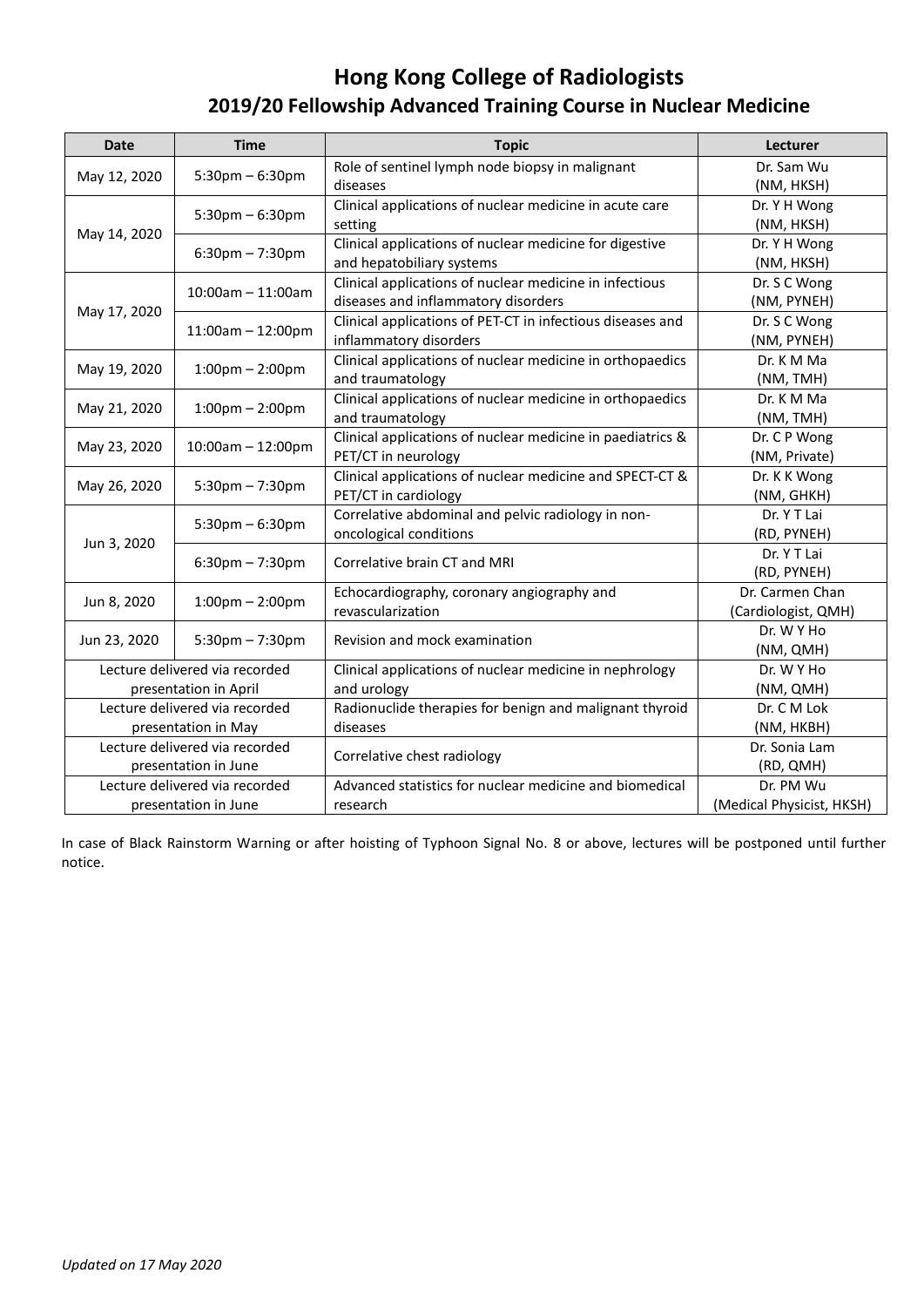# Hong Kong College of Radiologists

## 2019/20 Fellowship Advanced Training Course in Nuclear Medicine

| Date | Time | Topic | Lecturer |
|---|---|---|---|
| May 12, 2020 | 5:30pm – 6:30pm | Role of sentinel lymph node biopsy in malignant diseases | Dr. Sam Wu (NM, HKSH) |
| May 14, 2020 | 5:30pm – 6:30pm | Clinical applications of nuclear medicine in acute care setting | Dr. Y H Wong (NM, HKSH) |
| | 6:30pm – 7:30pm | Clinical applications of nuclear medicine for digestive and hepatobiliary systems | Dr. Y H Wong (NM, HKSH) |
| May 17, 2020 | 10:00am – 11:00am | Clinical applications of nuclear medicine in infectious diseases and inflammatory disorders | Dr. S C Wong (NM, PYNEH) |
| | 11:00am – 12:00pm | Clinical applications of PET-CT in infectious diseases and inflammatory disorders | Dr. S C Wong (NM, PYNEH) |
| May 19, 2020 | 1:00pm – 2:00pm | Clinical applications of nuclear medicine in orthopaedics and traumatology | Dr. K M Ma (NM, TMH) |
| May 21, 2020 | 1:00pm – 2:00pm | Clinical applications of nuclear medicine in orthopaedics and traumatology | Dr. K M Ma (NM, TMH) |
| May 23, 2020 | 10:00am – 12:00pm | Clinical applications of nuclear medicine in paediatrics & PET/CT in neurology | Dr. C P Wong (NM, Private) |
| May 26, 2020 | 5:30pm – 7:30pm | Clinical applications of nuclear medicine and SPECT-CT & PET/CT in cardiology | Dr. K K Wong (NM, GHKH) |
| Jun 3, 2020 | 5:30pm – 6:30pm | Correlative abdominal and pelvic radiology in non-oncological conditions | Dr. Y T Lai (RD, PYNEH) |
| | 6:30pm – 7:30pm | Correlative brain CT and MRI | Dr. Y T Lai (RD, PYNEH) |
| Jun 8, 2020 | 1:00pm – 2:00pm | Echocardiography, coronary angiography and revascularization | Dr. Carmen Chan (Cardiologist, QMH) |
| Jun 23, 2020 | 5:30pm – 7:30pm | Revision and mock examination | Dr. W Y Ho (NM, QMH) |
| Lecture delivered via recorded presentation in April | | Clinical applications of nuclear medicine in nephrology and urology | Dr. W Y Ho (NM, QMH) |
| Lecture delivered via recorded presentation in May | | Radionuclide therapies for benign and malignant thyroid diseases | Dr. C M Lok (NM, HKBH) |
| Lecture delivered via recorded presentation in June | | Correlative chest radiology | Dr. Sonia Lam (RD, QMH) |
| Lecture delivered via recorded presentation in June | | Advanced statistics for nuclear medicine and biomedical research | Dr. PM Wu (Medical Physicist, HKSH) |

In case of Black Rainstorm Warning or after hoisting of Typhoon Signal No. 8 or above, lectures will be postponed until further notice.

*Updated on 17 May 2020*